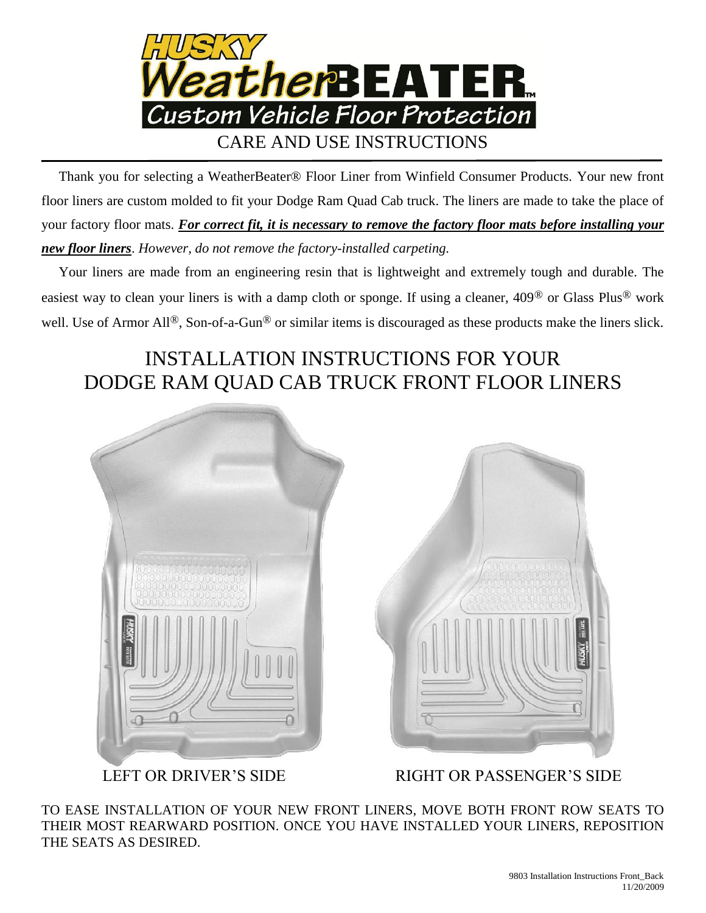# HUSKY WeatherBEATER™

## Custom Vehicle Floor Protection

## CARE AND USE INSTRUCTIONS

Thank you for selecting a WeatherBeater® Floor Liner from Winfield Consumer Products. Your new front floor liners are custom molded to fit your Dodge Ram Quad Cab truck. The liners are made to take the place of your factory floor mats. ***For correct fit, it is necessary to remove the factory floor mats before installing your new floor liners***. *However, do not remove the factory-installed carpeting.*

Your liners are made from an engineering resin that is lightweight and extremely tough and durable. The easiest way to clean your liners is with a damp cloth or sponge. If using a cleaner, 409® or Glass Plus® work well. Use of Armor All®, Son-of-a-Gun® or similar items is discouraged as these products make the liners slick.

## INSTALLATION INSTRUCTIONS FOR YOUR DODGE RAM QUAD CAB TRUCK FRONT FLOOR LINERS

LEFT OR DRIVER'S SIDE

RIGHT OR PASSENGER'S SIDE

TO EASE INSTALLATION OF YOUR NEW FRONT LINERS, MOVE BOTH FRONT ROW SEATS TO THEIR MOST REARWARD POSITION. ONCE YOU HAVE INSTALLED YOUR LINERS, REPOSITION THE SEATS AS DESIRED.

9803 Installation Instructions Front_Back
11/20/2009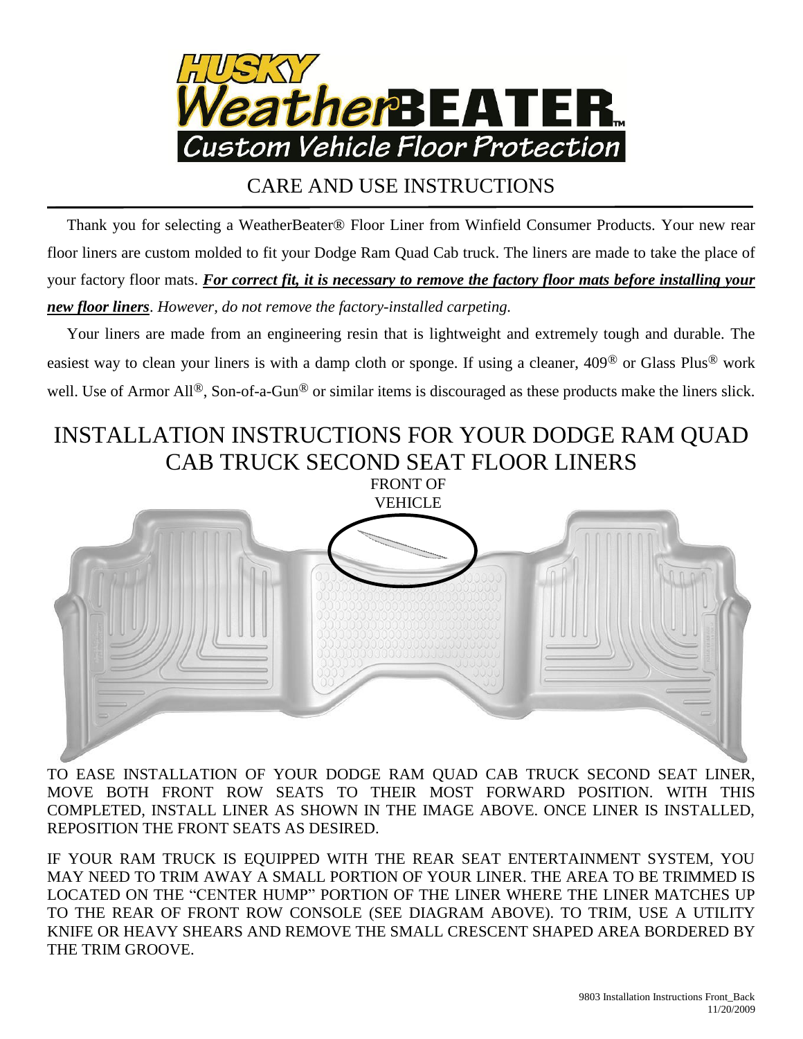# HUSKY WeatherBEATER™

## Custom Vehicle Floor Protection

## CARE AND USE INSTRUCTIONS

Thank you for selecting a WeatherBeater® Floor Liner from Winfield Consumer Products. Your new rear floor liners are custom molded to fit your Dodge Ram Quad Cab truck. The liners are made to take the place of your factory floor mats. ***For correct fit, it is necessary to remove the factory floor mats before installing your new floor liners***. *However, do not remove the factory-installed carpeting.*

Your liners are made from an engineering resin that is lightweight and extremely tough and durable. The easiest way to clean your liners is with a damp cloth or sponge. If using a cleaner, 409® or Glass Plus® work well. Use of Armor All®, Son-of-a-Gun® or similar items is discouraged as these products make the liners slick.

## INSTALLATION INSTRUCTIONS FOR YOUR DODGE RAM QUAD CAB TRUCK SECOND SEAT FLOOR LINERS

FRONT OF VEHICLE

TO EASE INSTALLATION OF YOUR DODGE RAM QUAD CAB TRUCK SECOND SEAT LINER, MOVE BOTH FRONT ROW SEATS TO THEIR MOST FORWARD POSITION. WITH THIS COMPLETED, INSTALL LINER AS SHOWN IN THE IMAGE ABOVE. ONCE LINER IS INSTALLED, REPOSITION THE FRONT SEATS AS DESIRED.

IF YOUR RAM TRUCK IS EQUIPPED WITH THE REAR SEAT ENTERTAINMENT SYSTEM, YOU MAY NEED TO TRIM AWAY A SMALL PORTION OF YOUR LINER. THE AREA TO BE TRIMMED IS LOCATED ON THE "CENTER HUMP" PORTION OF THE LINER WHERE THE LINER MATCHES UP TO THE REAR OF FRONT ROW CONSOLE (SEE DIAGRAM ABOVE). TO TRIM, USE A UTILITY KNIFE OR HEAVY SHEARS AND REMOVE THE SMALL CRESCENT SHAPED AREA BORDERED BY THE TRIM GROOVE.

9803 Installation Instructions Front_Back
11/20/2009